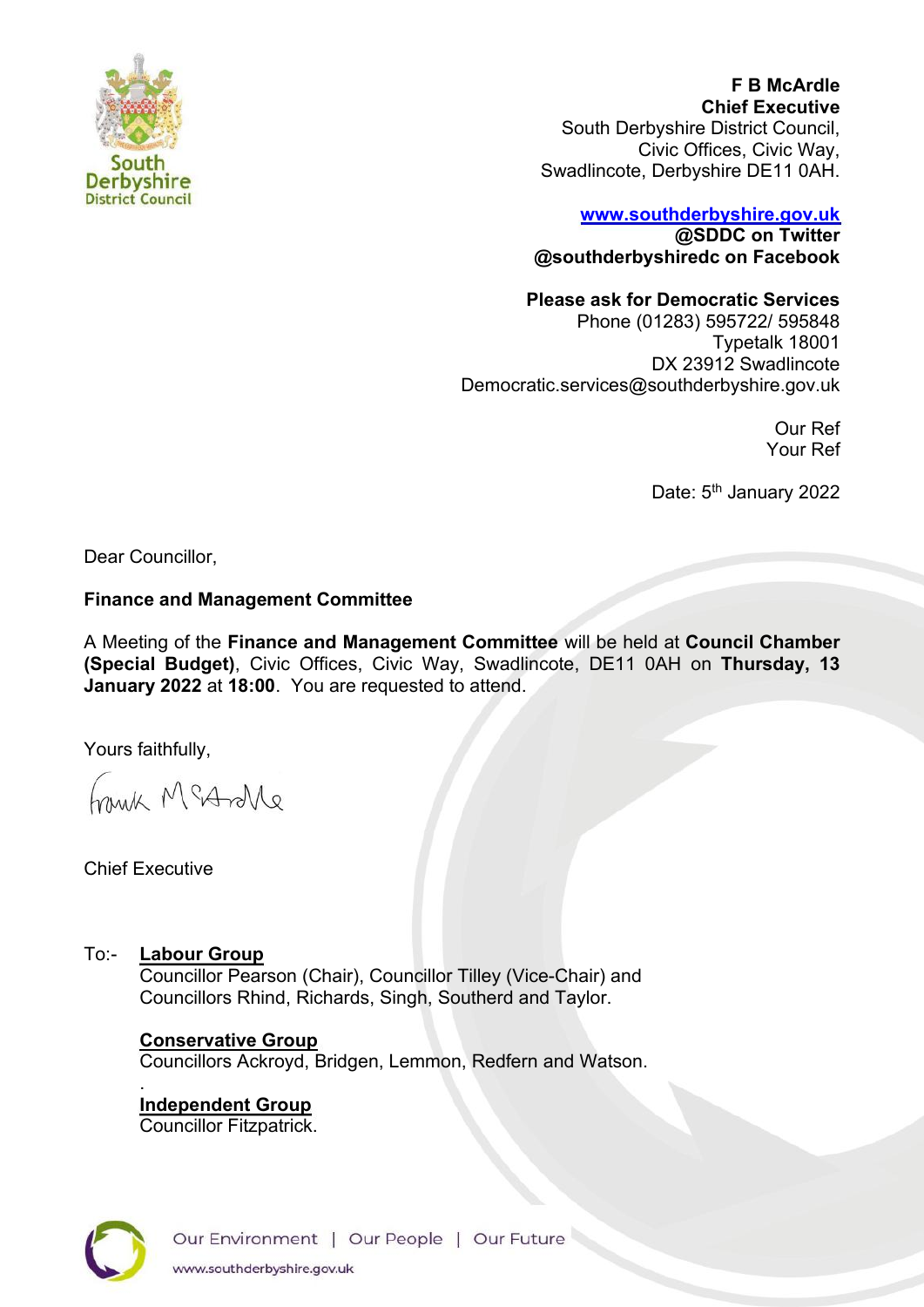South Derbyshire District Council

**F B McArdle**
**Chief Executive**
South Derbyshire District Council,
Civic Offices, Civic Way,
Swadlincote, Derbyshire DE11 0AH.

**www.southderbyshire.gov.uk**
**@SDDC on Twitter**
**@southderbyshiredc on Facebook**

**Please ask for Democratic Services**
Phone (01283) 595722/ 595848
Typetalk 18001
DX 23912 Swadlincote
Democratic.services@southderbyshire.gov.uk

Our Ref
Your Ref

Date: 5th January 2022

Dear Councillor,

**Finance and Management Committee**

A Meeting of the **Finance and Management Committee** will be held at **Council Chamber (Special Budget)**, Civic Offices, Civic Way, Swadlincote, DE11 0AH on **Thursday, 13 January 2022** at **18:00**. You are requested to attend.

Yours faithfully,

Frank McArdle

Chief Executive

To:- **Labour Group**
Councillor Pearson (Chair), Councillor Tilley (Vice-Chair) and Councillors Rhind, Richards, Singh, Southerd and Taylor.

**Conservative Group**
Councillors Ackroyd, Bridgen, Lemmon, Redfern and Watson.

**Independent Group**
Councillor Fitzpatrick.

Our Environment | Our People | Our Future
www.southderbyshire.gov.uk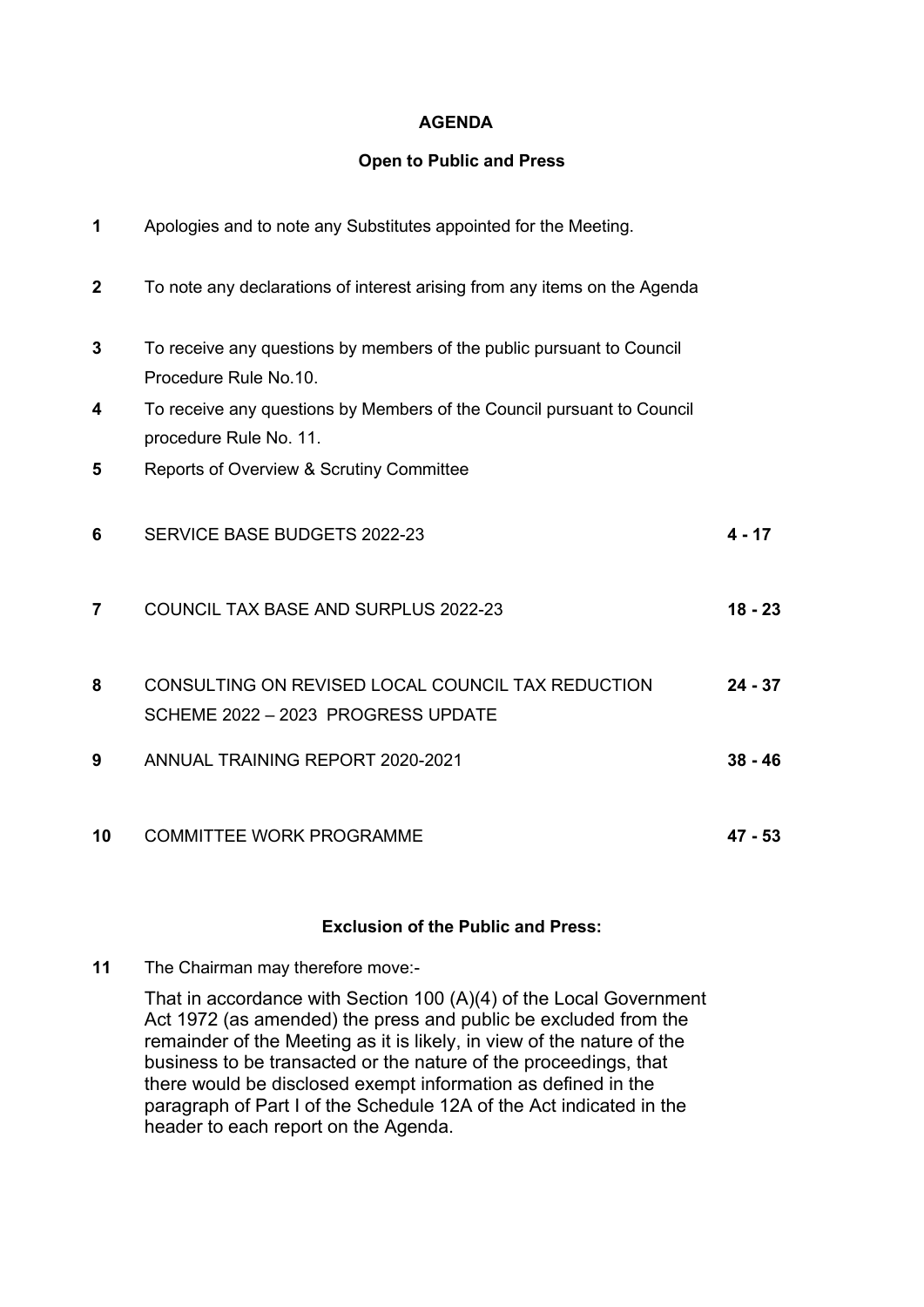# AGENDA

## Open to Public and Press

| | | |
|---|---|---|
| **1** | Apologies and to note any Substitutes appointed for the Meeting. | |
| **2** | To note any declarations of interest arising from any items on the Agenda | |
| **3** | To receive any questions by members of the public pursuant to Council Procedure Rule No.10. | |
| **4** | To receive any questions by Members of the Council pursuant to Council procedure Rule No. 11. | |
| **5** | Reports of Overview & Scrutiny Committee | |
| **6** | SERVICE BASE BUDGETS 2022-23 | **4 - 17** |
| **7** | COUNCIL TAX BASE AND SURPLUS 2022-23 | **18 - 23** |
| **8** | CONSULTING ON REVISED LOCAL COUNCIL TAX REDUCTION SCHEME 2022 – 2023 PROGRESS UPDATE | **24 - 37** |
| **9** | ANNUAL TRAINING REPORT 2020-2021 | **38 - 46** |
| **10** | COMMITTEE WORK PROGRAMME | **47 - 53** |

## Exclusion of the Public and Press:

**11** The Chairman may therefore move:-

That in accordance with Section 100 (A)(4) of the Local Government Act 1972 (as amended) the press and public be excluded from the remainder of the Meeting as it is likely, in view of the nature of the business to be transacted or the nature of the proceedings, that there would be disclosed exempt information as defined in the paragraph of Part I of the Schedule 12A of the Act indicated in the header to each report on the Agenda.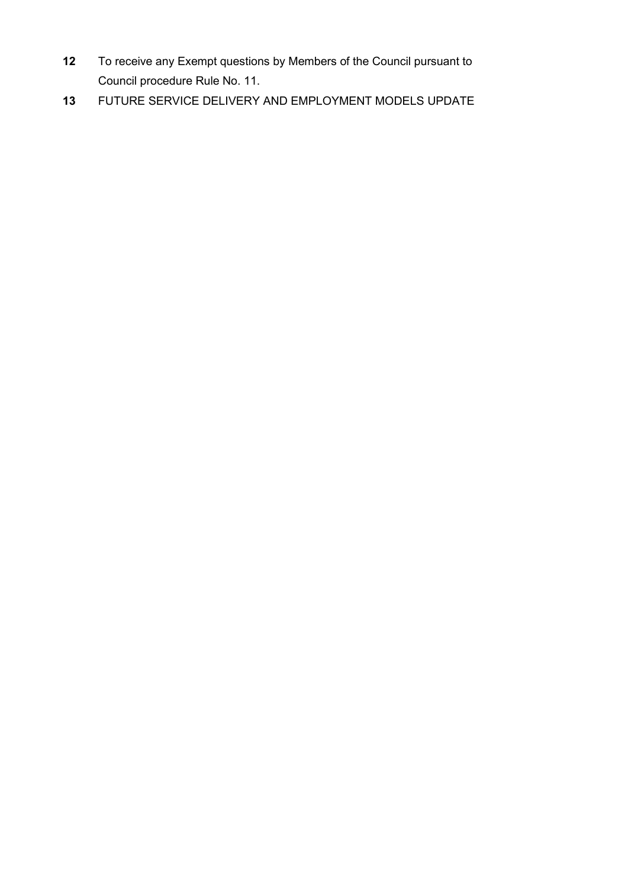**12** To receive any Exempt questions by Members of the Council pursuant to Council procedure Rule No. 11.

**13** FUTURE SERVICE DELIVERY AND EMPLOYMENT MODELS UPDATE